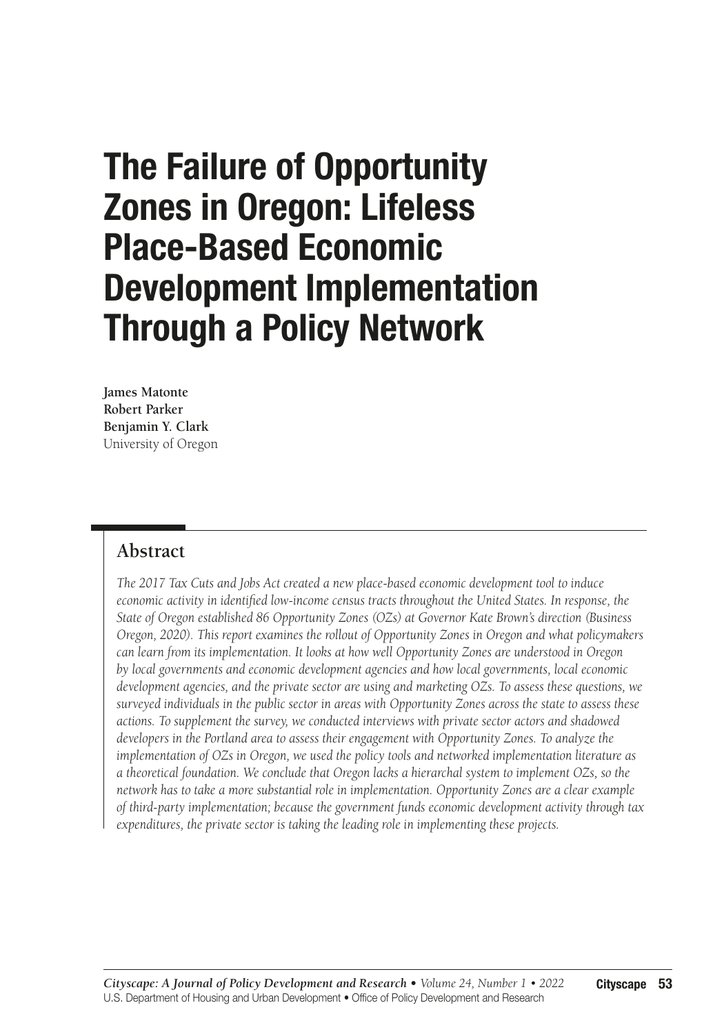# The Failure of Opportunity Zones in Oregon: Lifeless Place-Based Economic Development Implementation Through a Policy Network

**James Matonte**
**Robert Parker**
**Benjamin Y. Clark**
University of Oregon

## Abstract

*The 2017 Tax Cuts and Jobs Act created a new place-based economic development tool to induce economic activity in identified low-income census tracts throughout the United States. In response, the State of Oregon established 86 Opportunity Zones (OZs) at Governor Kate Brown's direction (Business Oregon, 2020). This report examines the rollout of Opportunity Zones in Oregon and what policymakers can learn from its implementation. It looks at how well Opportunity Zones are understood in Oregon by local governments and economic development agencies and how local governments, local economic development agencies, and the private sector are using and marketing OZs. To assess these questions, we surveyed individuals in the public sector in areas with Opportunity Zones across the state to assess these actions. To supplement the survey, we conducted interviews with private sector actors and shadowed developers in the Portland area to assess their engagement with Opportunity Zones. To analyze the implementation of OZs in Oregon, we used the policy tools and networked implementation literature as a theoretical foundation. We conclude that Oregon lacks a hierarchal system to implement OZs, so the network has to take a more substantial role in implementation. Opportunity Zones are a clear example of third-party implementation; because the government funds economic development activity through tax expenditures, the private sector is taking the leading role in implementing these projects.*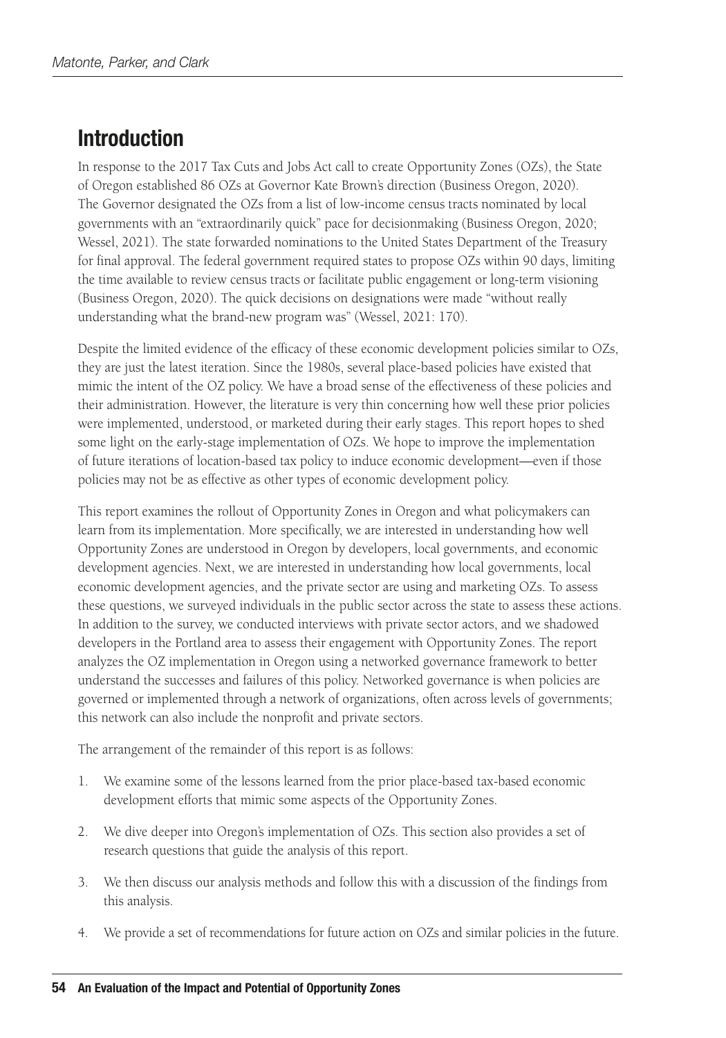## Introduction

In response to the 2017 Tax Cuts and Jobs Act call to create Opportunity Zones (OZs), the State of Oregon established 86 OZs at Governor Kate Brown's direction (Business Oregon, 2020). The Governor designated the OZs from a list of low-income census tracts nominated by local governments with an "extraordinarily quick" pace for decisionmaking (Business Oregon, 2020; Wessel, 2021). The state forwarded nominations to the United States Department of the Treasury for final approval. The federal government required states to propose OZs within 90 days, limiting the time available to review census tracts or facilitate public engagement or long-term visioning (Business Oregon, 2020). The quick decisions on designations were made "without really understanding what the brand-new program was" (Wessel, 2021: 170).

Despite the limited evidence of the efficacy of these economic development policies similar to OZs, they are just the latest iteration. Since the 1980s, several place-based policies have existed that mimic the intent of the OZ policy. We have a broad sense of the effectiveness of these policies and their administration. However, the literature is very thin concerning how well these prior policies were implemented, understood, or marketed during their early stages. This report hopes to shed some light on the early-stage implementation of OZs. We hope to improve the implementation of future iterations of location-based tax policy to induce economic development—even if those policies may not be as effective as other types of economic development policy.

This report examines the rollout of Opportunity Zones in Oregon and what policymakers can learn from its implementation. More specifically, we are interested in understanding how well Opportunity Zones are understood in Oregon by developers, local governments, and economic development agencies. Next, we are interested in understanding how local governments, local economic development agencies, and the private sector are using and marketing OZs. To assess these questions, we surveyed individuals in the public sector across the state to assess these actions. In addition to the survey, we conducted interviews with private sector actors, and we shadowed developers in the Portland area to assess their engagement with Opportunity Zones. The report analyzes the OZ implementation in Oregon using a networked governance framework to better understand the successes and failures of this policy. Networked governance is when policies are governed or implemented through a network of organizations, often across levels of governments; this network can also include the nonprofit and private sectors.

The arrangement of the remainder of this report is as follows:

1. We examine some of the lessons learned from the prior place-based tax-based economic development efforts that mimic some aspects of the Opportunity Zones.
2. We dive deeper into Oregon's implementation of OZs. This section also provides a set of research questions that guide the analysis of this report.
3. We then discuss our analysis methods and follow this with a discussion of the findings from this analysis.
4. We provide a set of recommendations for future action on OZs and similar policies in the future.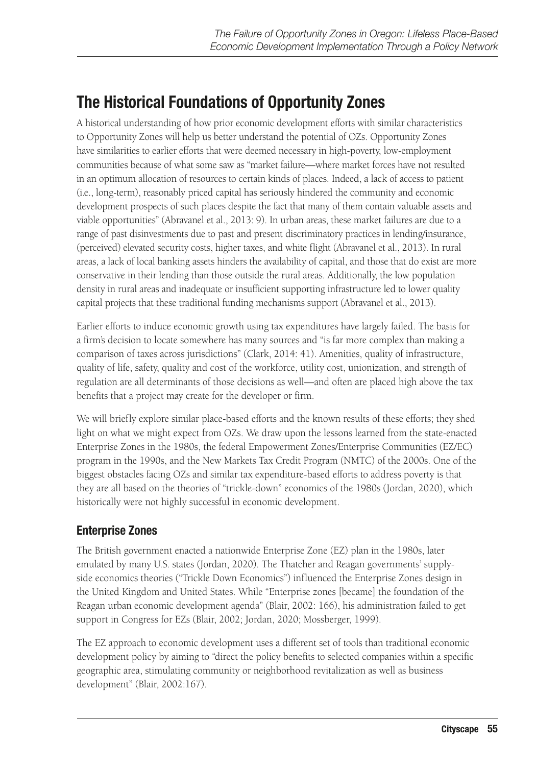## The Historical Foundations of Opportunity Zones

A historical understanding of how prior economic development efforts with similar characteristics to Opportunity Zones will help us better understand the potential of OZs. Opportunity Zones have similarities to earlier efforts that were deemed necessary in high-poverty, low-employment communities because of what some saw as "market failure—where market forces have not resulted in an optimum allocation of resources to certain kinds of places. Indeed, a lack of access to patient (i.e., long-term), reasonably priced capital has seriously hindered the community and economic development prospects of such places despite the fact that many of them contain valuable assets and viable opportunities" (Abravanel et al., 2013: 9). In urban areas, these market failures are due to a range of past disinvestments due to past and present discriminatory practices in lending/insurance, (perceived) elevated security costs, higher taxes, and white flight (Abravanel et al., 2013). In rural areas, a lack of local banking assets hinders the availability of capital, and those that do exist are more conservative in their lending than those outside the rural areas. Additionally, the low population density in rural areas and inadequate or insufficient supporting infrastructure led to lower quality capital projects that these traditional funding mechanisms support (Abravanel et al., 2013).

Earlier efforts to induce economic growth using tax expenditures have largely failed. The basis for a firm's decision to locate somewhere has many sources and "is far more complex than making a comparison of taxes across jurisdictions" (Clark, 2014: 41). Amenities, quality of infrastructure, quality of life, safety, quality and cost of the workforce, utility cost, unionization, and strength of regulation are all determinants of those decisions as well—and often are placed high above the tax benefits that a project may create for the developer or firm.

We will briefly explore similar place-based efforts and the known results of these efforts; they shed light on what we might expect from OZs. We draw upon the lessons learned from the state-enacted Enterprise Zones in the 1980s, the federal Empowerment Zones/Enterprise Communities (EZ/EC) program in the 1990s, and the New Markets Tax Credit Program (NMTC) of the 2000s. One of the biggest obstacles facing OZs and similar tax expenditure-based efforts to address poverty is that they are all based on the theories of "trickle-down" economics of the 1980s (Jordan, 2020), which historically were not highly successful in economic development.

### Enterprise Zones

The British government enacted a nationwide Enterprise Zone (EZ) plan in the 1980s, later emulated by many U.S. states (Jordan, 2020). The Thatcher and Reagan governments' supply-side economics theories ("Trickle Down Economics") influenced the Enterprise Zones design in the United Kingdom and United States. While "Enterprise zones [became] the foundation of the Reagan urban economic development agenda" (Blair, 2002: 166), his administration failed to get support in Congress for EZs (Blair, 2002; Jordan, 2020; Mossberger, 1999).

The EZ approach to economic development uses a different set of tools than traditional economic development policy by aiming to "direct the policy benefits to selected companies within a specific geographic area, stimulating community or neighborhood revitalization as well as business development" (Blair, 2002:167).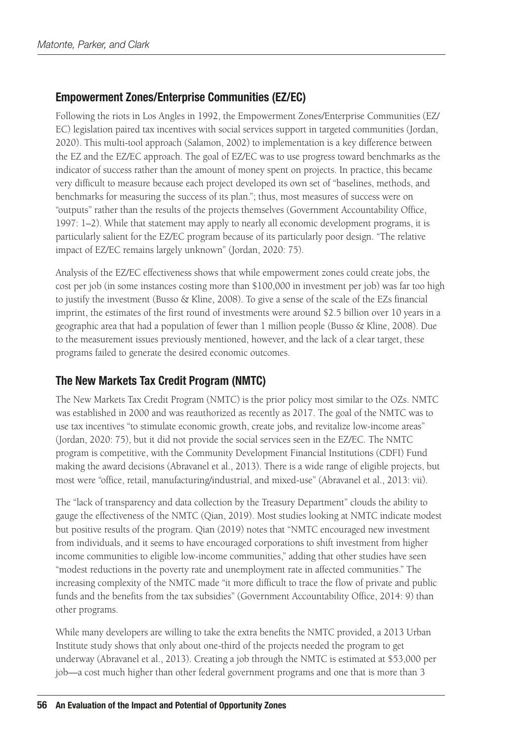## Empowerment Zones/Enterprise Communities (EZ/EC)

Following the riots in Los Angles in 1992, the Empowerment Zones/Enterprise Communities (EZ/EC) legislation paired tax incentives with social services support in targeted communities (Jordan, 2020). This multi-tool approach (Salamon, 2002) to implementation is a key difference between the EZ and the EZ/EC approach. The goal of EZ/EC was to use progress toward benchmarks as the indicator of success rather than the amount of money spent on projects. In practice, this became very difficult to measure because each project developed its own set of "baselines, methods, and benchmarks for measuring the success of its plan."; thus, most measures of success were on "outputs" rather than the results of the projects themselves (Government Accountability Office, 1997: 1–2). While that statement may apply to nearly all economic development programs, it is particularly salient for the EZ/EC program because of its particularly poor design. "The relative impact of EZ/EC remains largely unknown" (Jordan, 2020: 75).

Analysis of the EZ/EC effectiveness shows that while empowerment zones could create jobs, the cost per job (in some instances costing more than $100,000 in investment per job) was far too high to justify the investment (Busso & Kline, 2008). To give a sense of the scale of the EZs financial imprint, the estimates of the first round of investments were around $2.5 billion over 10 years in a geographic area that had a population of fewer than 1 million people (Busso & Kline, 2008). Due to the measurement issues previously mentioned, however, and the lack of a clear target, these programs failed to generate the desired economic outcomes.

## The New Markets Tax Credit Program (NMTC)

The New Markets Tax Credit Program (NMTC) is the prior policy most similar to the OZs. NMTC was established in 2000 and was reauthorized as recently as 2017. The goal of the NMTC was to use tax incentives "to stimulate economic growth, create jobs, and revitalize low-income areas" (Jordan, 2020: 75), but it did not provide the social services seen in the EZ/EC. The NMTC program is competitive, with the Community Development Financial Institutions (CDFI) Fund making the award decisions (Abravanel et al., 2013). There is a wide range of eligible projects, but most were "office, retail, manufacturing/industrial, and mixed-use" (Abravanel et al., 2013: vii).

The "lack of transparency and data collection by the Treasury Department" clouds the ability to gauge the effectiveness of the NMTC (Qian, 2019). Most studies looking at NMTC indicate modest but positive results of the program. Qian (2019) notes that "NMTC encouraged new investment from individuals, and it seems to have encouraged corporations to shift investment from higher income communities to eligible low-income communities," adding that other studies have seen "modest reductions in the poverty rate and unemployment rate in affected communities." The increasing complexity of the NMTC made "it more difficult to trace the flow of private and public funds and the benefits from the tax subsidies" (Government Accountability Office, 2014: 9) than other programs.

While many developers are willing to take the extra benefits the NMTC provided, a 2013 Urban Institute study shows that only about one-third of the projects needed the program to get underway (Abravanel et al., 2013). Creating a job through the NMTC is estimated at $53,000 per job—a cost much higher than other federal government programs and one that is more than 3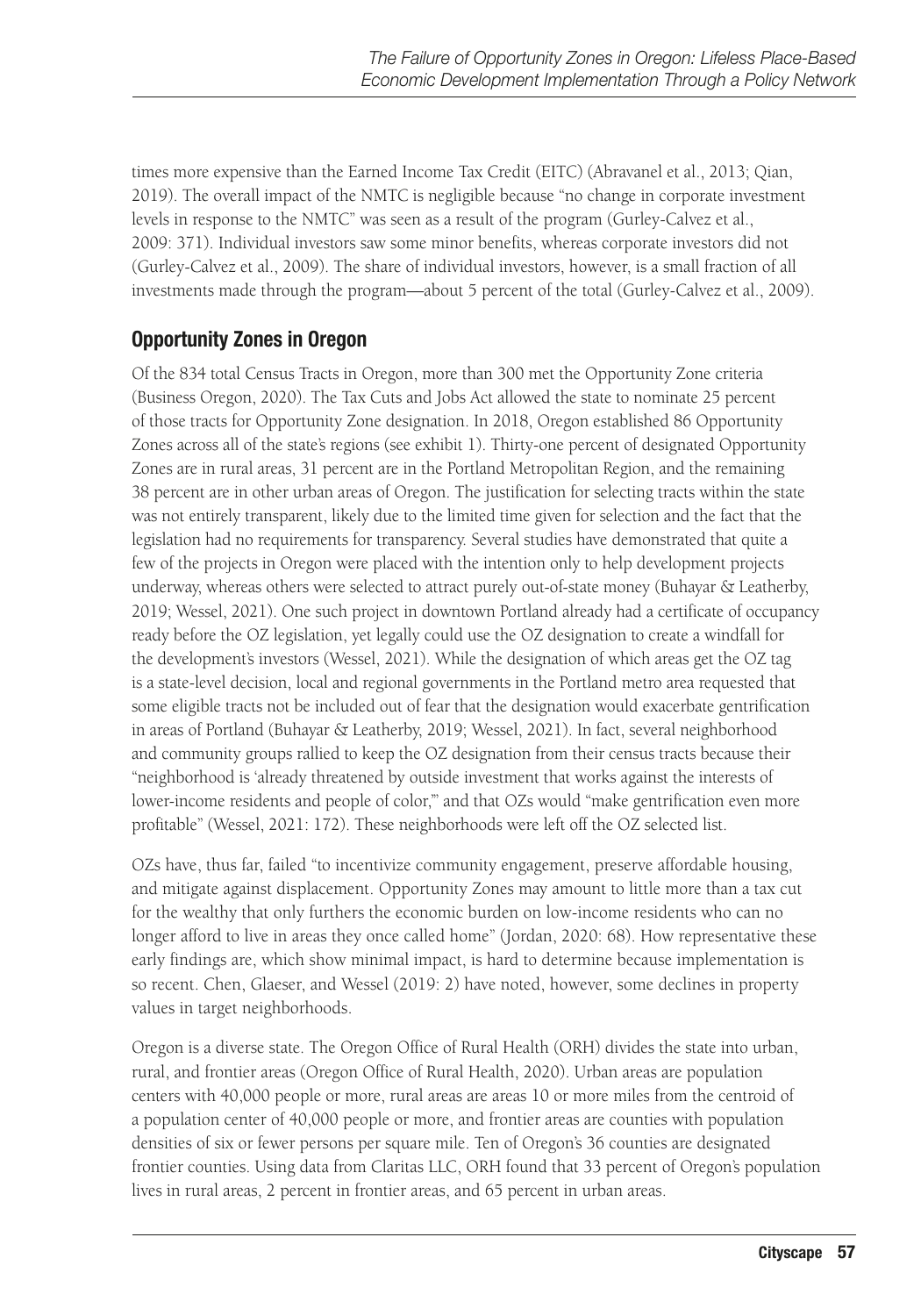times more expensive than the Earned Income Tax Credit (EITC) (Abravanel et al., 2013; Qian, 2019). The overall impact of the NMTC is negligible because "no change in corporate investment levels in response to the NMTC" was seen as a result of the program (Gurley-Calvez et al., 2009: 371). Individual investors saw some minor benefits, whereas corporate investors did not (Gurley-Calvez et al., 2009). The share of individual investors, however, is a small fraction of all investments made through the program—about 5 percent of the total (Gurley-Calvez et al., 2009).

## Opportunity Zones in Oregon

Of the 834 total Census Tracts in Oregon, more than 300 met the Opportunity Zone criteria (Business Oregon, 2020). The Tax Cuts and Jobs Act allowed the state to nominate 25 percent of those tracts for Opportunity Zone designation. In 2018, Oregon established 86 Opportunity Zones across all of the state's regions (see exhibit 1). Thirty-one percent of designated Opportunity Zones are in rural areas, 31 percent are in the Portland Metropolitan Region, and the remaining 38 percent are in other urban areas of Oregon. The justification for selecting tracts within the state was not entirely transparent, likely due to the limited time given for selection and the fact that the legislation had no requirements for transparency. Several studies have demonstrated that quite a few of the projects in Oregon were placed with the intention only to help development projects underway, whereas others were selected to attract purely out-of-state money (Buhayar & Leatherby, 2019; Wessel, 2021). One such project in downtown Portland already had a certificate of occupancy ready before the OZ legislation, yet legally could use the OZ designation to create a windfall for the development's investors (Wessel, 2021). While the designation of which areas get the OZ tag is a state-level decision, local and regional governments in the Portland metro area requested that some eligible tracts not be included out of fear that the designation would exacerbate gentrification in areas of Portland (Buhayar & Leatherby, 2019; Wessel, 2021). In fact, several neighborhood and community groups rallied to keep the OZ designation from their census tracts because their "neighborhood is 'already threatened by outside investment that works against the interests of lower-income residents and people of color,'" and that OZs would "make gentrification even more profitable" (Wessel, 2021: 172). These neighborhoods were left off the OZ selected list.

OZs have, thus far, failed "to incentivize community engagement, preserve affordable housing, and mitigate against displacement. Opportunity Zones may amount to little more than a tax cut for the wealthy that only furthers the economic burden on low-income residents who can no longer afford to live in areas they once called home" (Jordan, 2020: 68). How representative these early findings are, which show minimal impact, is hard to determine because implementation is so recent. Chen, Glaeser, and Wessel (2019: 2) have noted, however, some declines in property values in target neighborhoods.

Oregon is a diverse state. The Oregon Office of Rural Health (ORH) divides the state into urban, rural, and frontier areas (Oregon Office of Rural Health, 2020). Urban areas are population centers with 40,000 people or more, rural areas are areas 10 or more miles from the centroid of a population center of 40,000 people or more, and frontier areas are counties with population densities of six or fewer persons per square mile. Ten of Oregon's 36 counties are designated frontier counties. Using data from Claritas LLC, ORH found that 33 percent of Oregon's population lives in rural areas, 2 percent in frontier areas, and 65 percent in urban areas.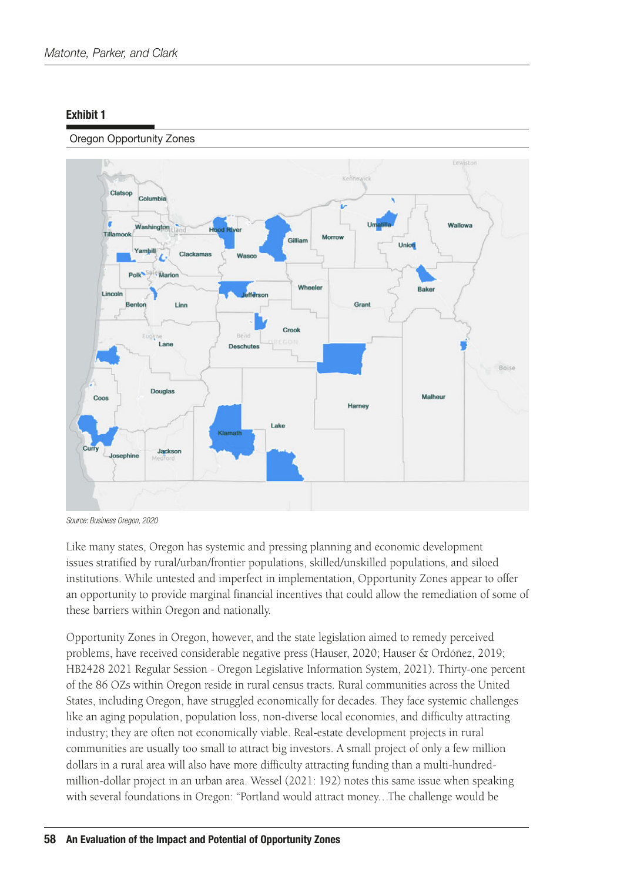**Exhibit 1**

Oregon Opportunity Zones

*Source: Business Oregon, 2020*

Like many states, Oregon has systemic and pressing planning and economic development issues stratified by rural/urban/frontier populations, skilled/unskilled populations, and siloed institutions. While untested and imperfect in implementation, Opportunity Zones appear to offer an opportunity to provide marginal financial incentives that could allow the remediation of some of these barriers within Oregon and nationally.

Opportunity Zones in Oregon, however, and the state legislation aimed to remedy perceived problems, have received considerable negative press (Hauser, 2020; Hauser & Ordóñez, 2019; HB2428 2021 Regular Session - Oregon Legislative Information System, 2021). Thirty-one percent of the 86 OZs within Oregon reside in rural census tracts. Rural communities across the United States, including Oregon, have struggled economically for decades. They face systemic challenges like an aging population, population loss, non-diverse local economies, and difficulty attracting industry; they are often not economically viable. Real-estate development projects in rural communities are usually too small to attract big investors. A small project of only a few million dollars in a rural area will also have more difficulty attracting funding than a multi-hundred-million-dollar project in an urban area. Wessel (2021: 192) notes this same issue when speaking with several foundations in Oregon: "Portland would attract money…The challenge would be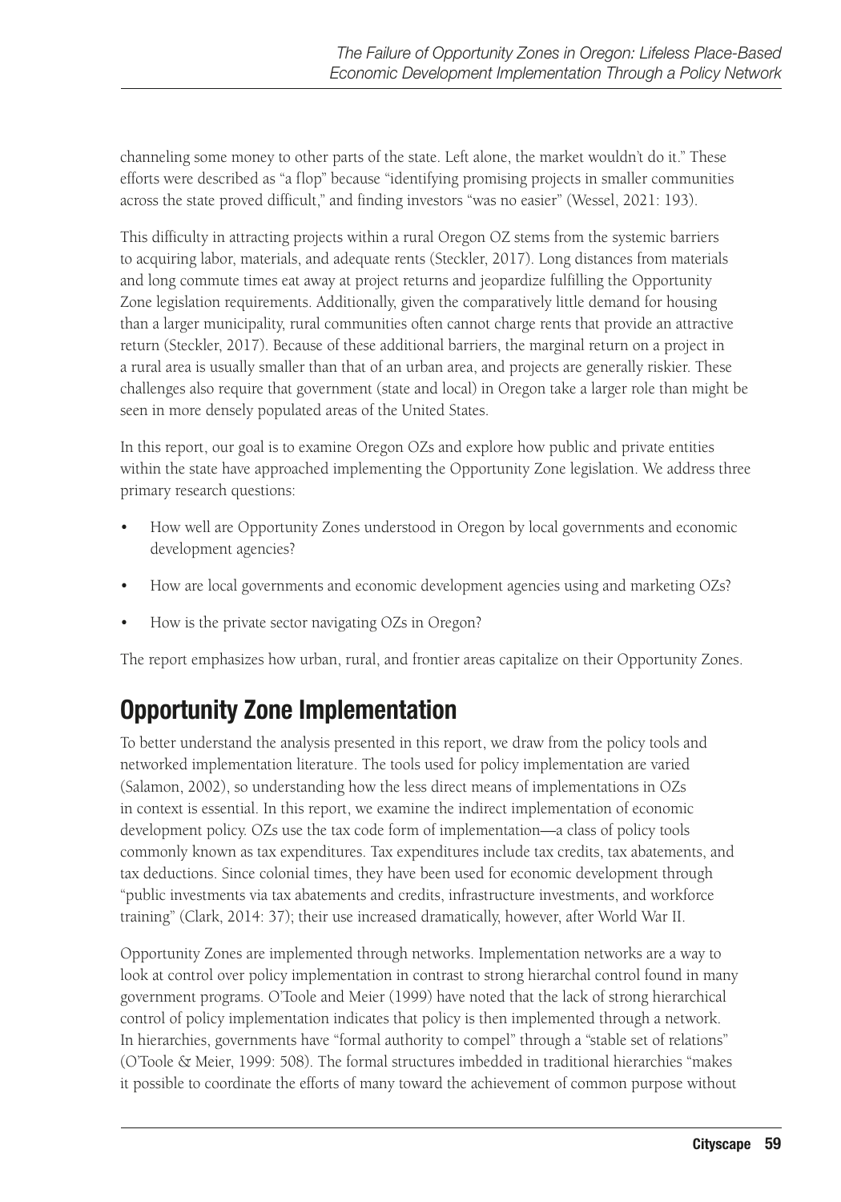channeling some money to other parts of the state. Left alone, the market wouldn't do it." These efforts were described as "a flop" because "identifying promising projects in smaller communities across the state proved difficult," and finding investors "was no easier" (Wessel, 2021: 193).

This difficulty in attracting projects within a rural Oregon OZ stems from the systemic barriers to acquiring labor, materials, and adequate rents (Steckler, 2017). Long distances from materials and long commute times eat away at project returns and jeopardize fulfilling the Opportunity Zone legislation requirements. Additionally, given the comparatively little demand for housing than a larger municipality, rural communities often cannot charge rents that provide an attractive return (Steckler, 2017). Because of these additional barriers, the marginal return on a project in a rural area is usually smaller than that of an urban area, and projects are generally riskier. These challenges also require that government (state and local) in Oregon take a larger role than might be seen in more densely populated areas of the United States.

In this report, our goal is to examine Oregon OZs and explore how public and private entities within the state have approached implementing the Opportunity Zone legislation. We address three primary research questions:

- How well are Opportunity Zones understood in Oregon by local governments and economic development agencies?
- How are local governments and economic development agencies using and marketing OZs?
- How is the private sector navigating OZs in Oregon?

The report emphasizes how urban, rural, and frontier areas capitalize on their Opportunity Zones.

## Opportunity Zone Implementation

To better understand the analysis presented in this report, we draw from the policy tools and networked implementation literature. The tools used for policy implementation are varied (Salamon, 2002), so understanding how the less direct means of implementations in OZs in context is essential. In this report, we examine the indirect implementation of economic development policy. OZs use the tax code form of implementation—a class of policy tools commonly known as tax expenditures. Tax expenditures include tax credits, tax abatements, and tax deductions. Since colonial times, they have been used for economic development through "public investments via tax abatements and credits, infrastructure investments, and workforce training" (Clark, 2014: 37); their use increased dramatically, however, after World War II.

Opportunity Zones are implemented through networks. Implementation networks are a way to look at control over policy implementation in contrast to strong hierarchal control found in many government programs. O'Toole and Meier (1999) have noted that the lack of strong hierarchical control of policy implementation indicates that policy is then implemented through a network. In hierarchies, governments have "formal authority to compel" through a "stable set of relations" (O'Toole & Meier, 1999: 508). The formal structures imbedded in traditional hierarchies "makes it possible to coordinate the efforts of many toward the achievement of common purpose without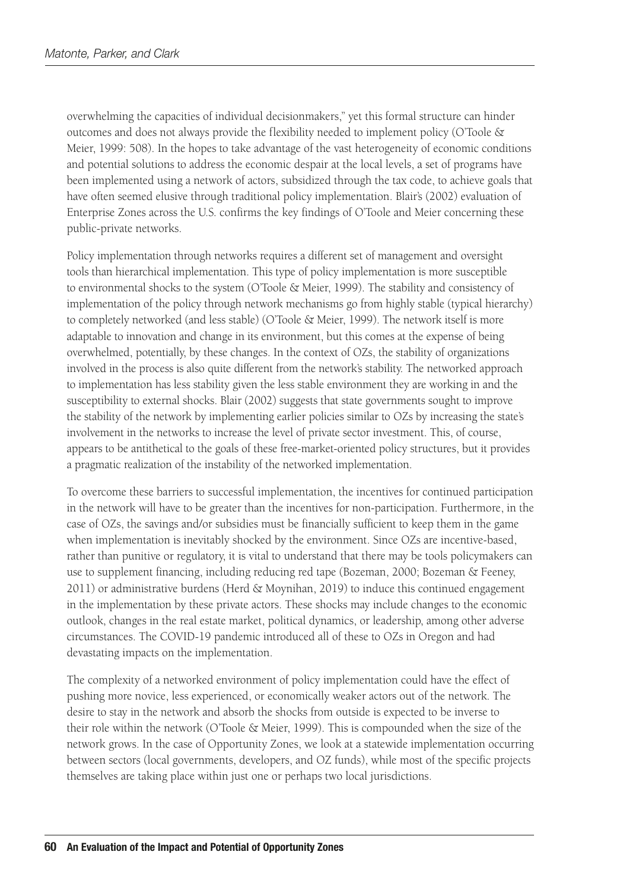overwhelming the capacities of individual decisionmakers," yet this formal structure can hinder outcomes and does not always provide the flexibility needed to implement policy (O'Toole & Meier, 1999: 508). In the hopes to take advantage of the vast heterogeneity of economic conditions and potential solutions to address the economic despair at the local levels, a set of programs have been implemented using a network of actors, subsidized through the tax code, to achieve goals that have often seemed elusive through traditional policy implementation. Blair's (2002) evaluation of Enterprise Zones across the U.S. confirms the key findings of O'Toole and Meier concerning these public-private networks.

Policy implementation through networks requires a different set of management and oversight tools than hierarchical implementation. This type of policy implementation is more susceptible to environmental shocks to the system (O'Toole & Meier, 1999). The stability and consistency of implementation of the policy through network mechanisms go from highly stable (typical hierarchy) to completely networked (and less stable) (O'Toole & Meier, 1999). The network itself is more adaptable to innovation and change in its environment, but this comes at the expense of being overwhelmed, potentially, by these changes. In the context of OZs, the stability of organizations involved in the process is also quite different from the network's stability. The networked approach to implementation has less stability given the less stable environment they are working in and the susceptibility to external shocks. Blair (2002) suggests that state governments sought to improve the stability of the network by implementing earlier policies similar to OZs by increasing the state's involvement in the networks to increase the level of private sector investment. This, of course, appears to be antithetical to the goals of these free-market-oriented policy structures, but it provides a pragmatic realization of the instability of the networked implementation.

To overcome these barriers to successful implementation, the incentives for continued participation in the network will have to be greater than the incentives for non-participation. Furthermore, in the case of OZs, the savings and/or subsidies must be financially sufficient to keep them in the game when implementation is inevitably shocked by the environment. Since OZs are incentive-based, rather than punitive or regulatory, it is vital to understand that there may be tools policymakers can use to supplement financing, including reducing red tape (Bozeman, 2000; Bozeman & Feeney, 2011) or administrative burdens (Herd & Moynihan, 2019) to induce this continued engagement in the implementation by these private actors. These shocks may include changes to the economic outlook, changes in the real estate market, political dynamics, or leadership, among other adverse circumstances. The COVID-19 pandemic introduced all of these to OZs in Oregon and had devastating impacts on the implementation.

The complexity of a networked environment of policy implementation could have the effect of pushing more novice, less experienced, or economically weaker actors out of the network. The desire to stay in the network and absorb the shocks from outside is expected to be inverse to their role within the network (O'Toole & Meier, 1999). This is compounded when the size of the network grows. In the case of Opportunity Zones, we look at a statewide implementation occurring between sectors (local governments, developers, and OZ funds), while most of the specific projects themselves are taking place within just one or perhaps two local jurisdictions.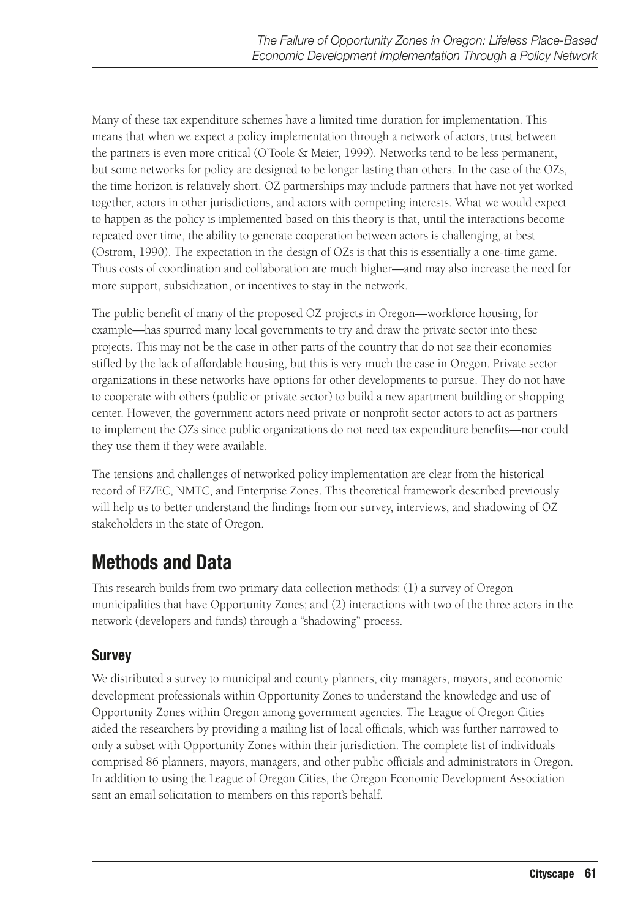Many of these tax expenditure schemes have a limited time duration for implementation. This means that when we expect a policy implementation through a network of actors, trust between the partners is even more critical (O'Toole & Meier, 1999). Networks tend to be less permanent, but some networks for policy are designed to be longer lasting than others. In the case of the OZs, the time horizon is relatively short. OZ partnerships may include partners that have not yet worked together, actors in other jurisdictions, and actors with competing interests. What we would expect to happen as the policy is implemented based on this theory is that, until the interactions become repeated over time, the ability to generate cooperation between actors is challenging, at best (Ostrom, 1990). The expectation in the design of OZs is that this is essentially a one-time game. Thus costs of coordination and collaboration are much higher—and may also increase the need for more support, subsidization, or incentives to stay in the network.

The public benefit of many of the proposed OZ projects in Oregon—workforce housing, for example—has spurred many local governments to try and draw the private sector into these projects. This may not be the case in other parts of the country that do not see their economies stifled by the lack of affordable housing, but this is very much the case in Oregon. Private sector organizations in these networks have options for other developments to pursue. They do not have to cooperate with others (public or private sector) to build a new apartment building or shopping center. However, the government actors need private or nonprofit sector actors to act as partners to implement the OZs since public organizations do not need tax expenditure benefits—nor could they use them if they were available.

The tensions and challenges of networked policy implementation are clear from the historical record of EZ/EC, NMTC, and Enterprise Zones. This theoretical framework described previously will help us to better understand the findings from our survey, interviews, and shadowing of OZ stakeholders in the state of Oregon.

## Methods and Data

This research builds from two primary data collection methods: (1) a survey of Oregon municipalities that have Opportunity Zones; and (2) interactions with two of the three actors in the network (developers and funds) through a "shadowing" process.

### Survey

We distributed a survey to municipal and county planners, city managers, mayors, and economic development professionals within Opportunity Zones to understand the knowledge and use of Opportunity Zones within Oregon among government agencies. The League of Oregon Cities aided the researchers by providing a mailing list of local officials, which was further narrowed to only a subset with Opportunity Zones within their jurisdiction. The complete list of individuals comprised 86 planners, mayors, managers, and other public officials and administrators in Oregon. In addition to using the League of Oregon Cities, the Oregon Economic Development Association sent an email solicitation to members on this report's behalf.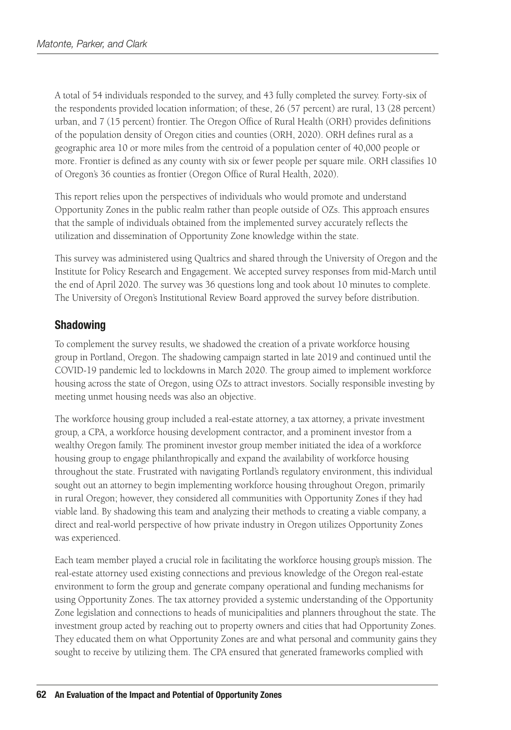A total of 54 individuals responded to the survey, and 43 fully completed the survey. Forty-six of the respondents provided location information; of these, 26 (57 percent) are rural, 13 (28 percent) urban, and 7 (15 percent) frontier. The Oregon Office of Rural Health (ORH) provides definitions of the population density of Oregon cities and counties (ORH, 2020). ORH defines rural as a geographic area 10 or more miles from the centroid of a population center of 40,000 people or more. Frontier is defined as any county with six or fewer people per square mile. ORH classifies 10 of Oregon's 36 counties as frontier (Oregon Office of Rural Health, 2020).

This report relies upon the perspectives of individuals who would promote and understand Opportunity Zones in the public realm rather than people outside of OZs. This approach ensures that the sample of individuals obtained from the implemented survey accurately reflects the utilization and dissemination of Opportunity Zone knowledge within the state.

This survey was administered using Qualtrics and shared through the University of Oregon and the Institute for Policy Research and Engagement. We accepted survey responses from mid-March until the end of April 2020. The survey was 36 questions long and took about 10 minutes to complete. The University of Oregon's Institutional Review Board approved the survey before distribution.

## Shadowing

To complement the survey results, we shadowed the creation of a private workforce housing group in Portland, Oregon. The shadowing campaign started in late 2019 and continued until the COVID-19 pandemic led to lockdowns in March 2020. The group aimed to implement workforce housing across the state of Oregon, using OZs to attract investors. Socially responsible investing by meeting unmet housing needs was also an objective.

The workforce housing group included a real-estate attorney, a tax attorney, a private investment group, a CPA, a workforce housing development contractor, and a prominent investor from a wealthy Oregon family. The prominent investor group member initiated the idea of a workforce housing group to engage philanthropically and expand the availability of workforce housing throughout the state. Frustrated with navigating Portland's regulatory environment, this individual sought out an attorney to begin implementing workforce housing throughout Oregon, primarily in rural Oregon; however, they considered all communities with Opportunity Zones if they had viable land. By shadowing this team and analyzing their methods to creating a viable company, a direct and real-world perspective of how private industry in Oregon utilizes Opportunity Zones was experienced.

Each team member played a crucial role in facilitating the workforce housing group's mission. The real-estate attorney used existing connections and previous knowledge of the Oregon real-estate environment to form the group and generate company operational and funding mechanisms for using Opportunity Zones. The tax attorney provided a systemic understanding of the Opportunity Zone legislation and connections to heads of municipalities and planners throughout the state. The investment group acted by reaching out to property owners and cities that had Opportunity Zones. They educated them on what Opportunity Zones are and what personal and community gains they sought to receive by utilizing them. The CPA ensured that generated frameworks complied with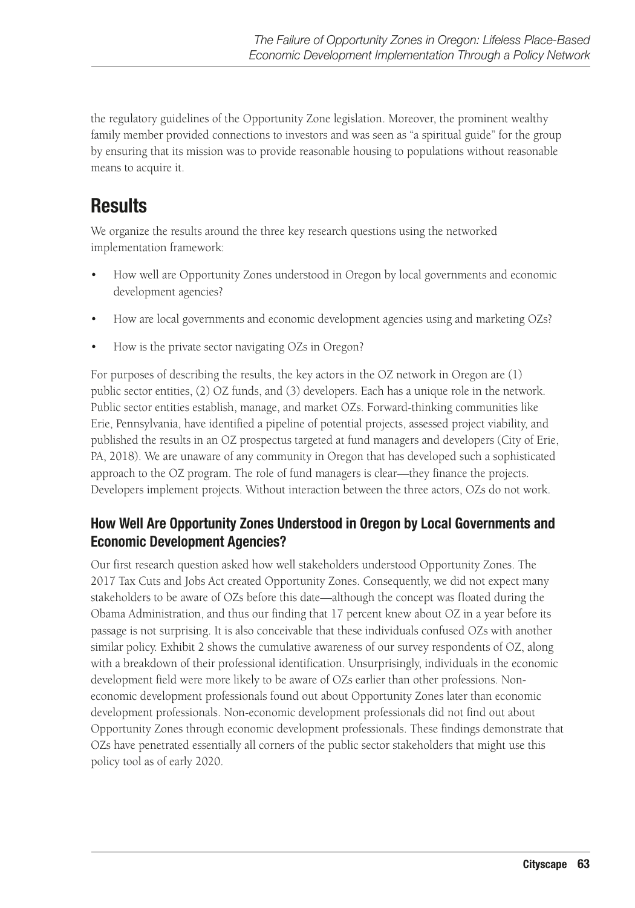the regulatory guidelines of the Opportunity Zone legislation. Moreover, the prominent wealthy family member provided connections to investors and was seen as "a spiritual guide" for the group by ensuring that its mission was to provide reasonable housing to populations without reasonable means to acquire it.

# Results

We organize the results around the three key research questions using the networked implementation framework:

- How well are Opportunity Zones understood in Oregon by local governments and economic development agencies?
- How are local governments and economic development agencies using and marketing OZs?
- How is the private sector navigating OZs in Oregon?

For purposes of describing the results, the key actors in the OZ network in Oregon are (1) public sector entities, (2) OZ funds, and (3) developers. Each has a unique role in the network. Public sector entities establish, manage, and market OZs. Forward-thinking communities like Erie, Pennsylvania, have identified a pipeline of potential projects, assessed project viability, and published the results in an OZ prospectus targeted at fund managers and developers (City of Erie, PA, 2018). We are unaware of any community in Oregon that has developed such a sophisticated approach to the OZ program. The role of fund managers is clear—they finance the projects. Developers implement projects. Without interaction between the three actors, OZs do not work.

## How Well Are Opportunity Zones Understood in Oregon by Local Governments and Economic Development Agencies?

Our first research question asked how well stakeholders understood Opportunity Zones. The 2017 Tax Cuts and Jobs Act created Opportunity Zones. Consequently, we did not expect many stakeholders to be aware of OZs before this date—although the concept was floated during the Obama Administration, and thus our finding that 17 percent knew about OZ in a year before its passage is not surprising. It is also conceivable that these individuals confused OZs with another similar policy. Exhibit 2 shows the cumulative awareness of our survey respondents of OZ, along with a breakdown of their professional identification. Unsurprisingly, individuals in the economic development field were more likely to be aware of OZs earlier than other professions. Non-economic development professionals found out about Opportunity Zones later than economic development professionals. Non-economic development professionals did not find out about Opportunity Zones through economic development professionals. These findings demonstrate that OZs have penetrated essentially all corners of the public sector stakeholders that might use this policy tool as of early 2020.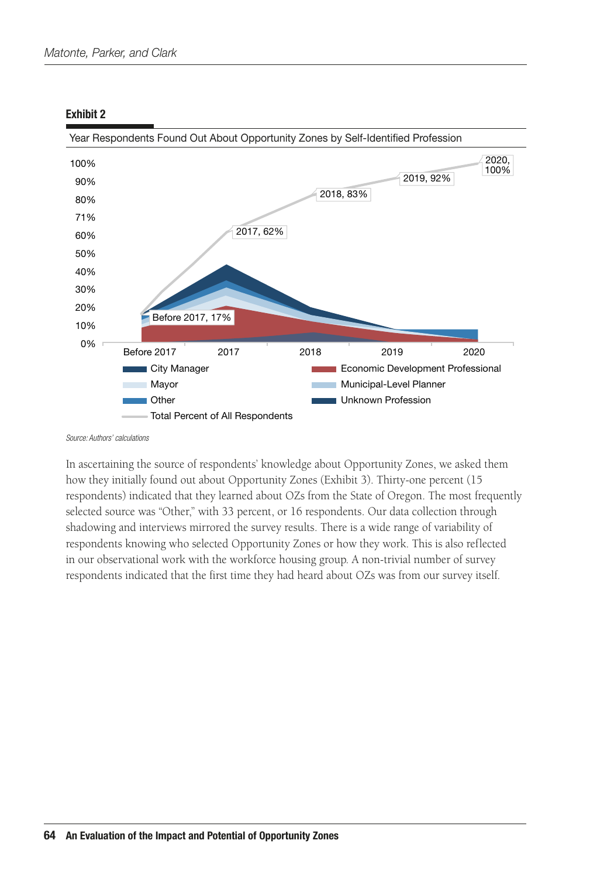**Exhibit 2**

Year Respondents Found Out About Opportunity Zones by Self-Identified Profession

100%
90%
80%
71%
60%
50%
40%
30%
20%
10%
0%

Before 2017, 17%
2017, 62%
2018, 83%
2019, 92%
2020, 100%

Before 2017 | 2017 | 2018 | 2019 | 2020

City Manager
Economic Development Professional
Mayor
Municipal-Level Planner
Other
Unknown Profession
Total Percent of All Respondents

*Source: Authors' calculations*

In ascertaining the source of respondents' knowledge about Opportunity Zones, we asked them how they initially found out about Opportunity Zones (Exhibit 3). Thirty-one percent (15 respondents) indicated that they learned about OZs from the State of Oregon. The most frequently selected source was "Other," with 33 percent, or 16 respondents. Our data collection through shadowing and interviews mirrored the survey results. There is a wide range of variability of respondents knowing who selected Opportunity Zones or how they work. This is also reflected in our observational work with the workforce housing group. A non-trivial number of survey respondents indicated that the first time they had heard about OZs was from our survey itself.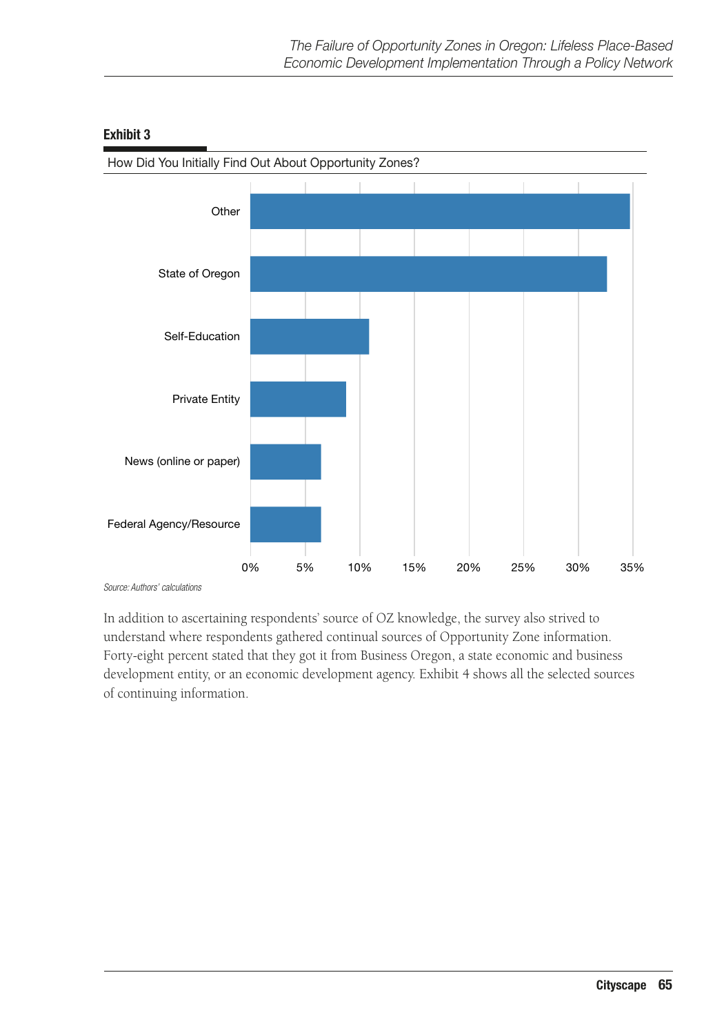**Exhibit 3**

How Did You Initially Find Out About Opportunity Zones?

| Source | Approximate share |
| --- | --- |
| Other | ~35% |
| State of Oregon | ~33% |
| Self-Education | ~11% |
| Private Entity | ~9% |
| News (online or paper) | ~6.5% |
| Federal Agency/Resource | ~6.5% |

*Source: Authors' calculations*

In addition to ascertaining respondents' source of OZ knowledge, the survey also strived to understand where respondents gathered continual sources of Opportunity Zone information. Forty-eight percent stated that they got it from Business Oregon, a state economic and business development entity, or an economic development agency. Exhibit 4 shows all the selected sources of continuing information.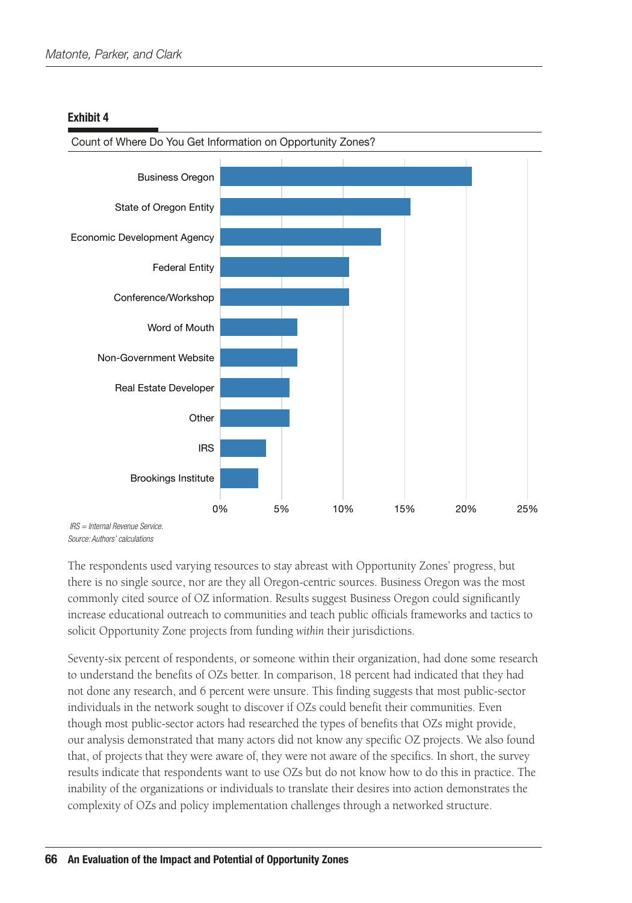**Exhibit 4**

Count of Where Do You Get Information on Opportunity Zones?

| Source | Approximate Percent |
| --- | --- |
| Business Oregon | ~20.5% |
| State of Oregon Entity | ~15.5% |
| Economic Development Agency | ~13% |
| Federal Entity | ~10.5% |
| Conference/Workshop | ~10.5% |
| Word of Mouth | ~6% |
| Non-Government Website | ~6% |
| Real Estate Developer | ~5.5% |
| Other | ~5.5% |
| IRS | ~3.5% |
| Brookings Institute | ~3% |

*IRS = Internal Revenue Service.*

*Source: Authors' calculations*

The respondents used varying resources to stay abreast with Opportunity Zones' progress, but there is no single source, nor are they all Oregon-centric sources. Business Oregon was the most commonly cited source of OZ information. Results suggest Business Oregon could significantly increase educational outreach to communities and teach public officials frameworks and tactics to solicit Opportunity Zone projects from funding *within* their jurisdictions.

Seventy-six percent of respondents, or someone within their organization, had done some research to understand the benefits of OZs better. In comparison, 18 percent had indicated that they had not done any research, and 6 percent were unsure. This finding suggests that most public-sector individuals in the network sought to discover if OZs could benefit their communities. Even though most public-sector actors had researched the types of benefits that OZs might provide, our analysis demonstrated that many actors did not know any specific OZ projects. We also found that, of projects that they were aware of, they were not aware of the specifics. In short, the survey results indicate that respondents want to use OZs but do not know how to do this in practice. The inability of the organizations or individuals to translate their desires into action demonstrates the complexity of OZs and policy implementation challenges through a networked structure.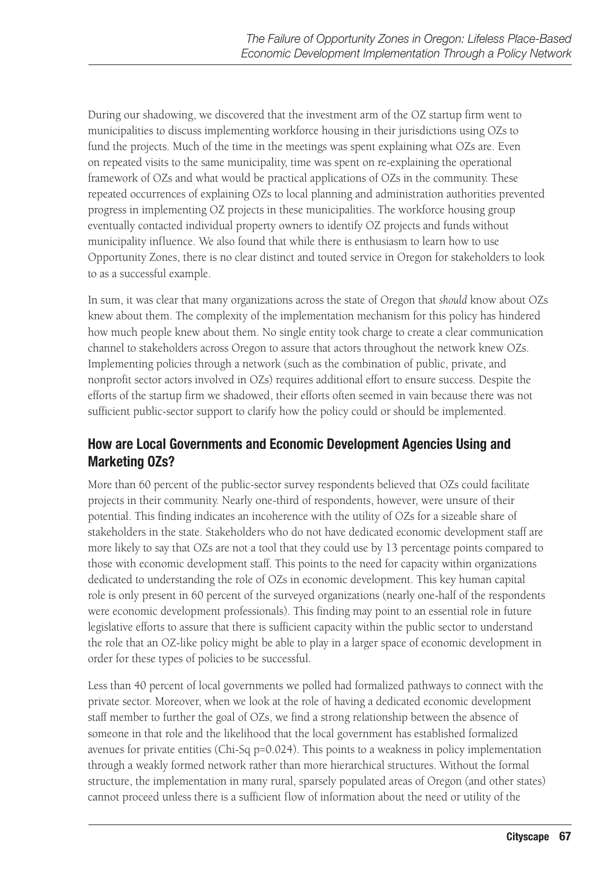During our shadowing, we discovered that the investment arm of the OZ startup firm went to municipalities to discuss implementing workforce housing in their jurisdictions using OZs to fund the projects. Much of the time in the meetings was spent explaining what OZs are. Even on repeated visits to the same municipality, time was spent on re-explaining the operational framework of OZs and what would be practical applications of OZs in the community. These repeated occurrences of explaining OZs to local planning and administration authorities prevented progress in implementing OZ projects in these municipalities. The workforce housing group eventually contacted individual property owners to identify OZ projects and funds without municipality influence. We also found that while there is enthusiasm to learn how to use Opportunity Zones, there is no clear distinct and touted service in Oregon for stakeholders to look to as a successful example.

In sum, it was clear that many organizations across the state of Oregon that *should* know about OZs knew about them. The complexity of the implementation mechanism for this policy has hindered how much people knew about them. No single entity took charge to create a clear communication channel to stakeholders across Oregon to assure that actors throughout the network knew OZs. Implementing policies through a network (such as the combination of public, private, and nonprofit sector actors involved in OZs) requires additional effort to ensure success. Despite the efforts of the startup firm we shadowed, their efforts often seemed in vain because there was not sufficient public-sector support to clarify how the policy could or should be implemented.

### How are Local Governments and Economic Development Agencies Using and Marketing OZs?

More than 60 percent of the public-sector survey respondents believed that OZs could facilitate projects in their community. Nearly one-third of respondents, however, were unsure of their potential. This finding indicates an incoherence with the utility of OZs for a sizeable share of stakeholders in the state. Stakeholders who do not have dedicated economic development staff are more likely to say that OZs are not a tool that they could use by 13 percentage points compared to those with economic development staff. This points to the need for capacity within organizations dedicated to understanding the role of OZs in economic development. This key human capital role is only present in 60 percent of the surveyed organizations (nearly one-half of the respondents were economic development professionals). This finding may point to an essential role in future legislative efforts to assure that there is sufficient capacity within the public sector to understand the role that an OZ-like policy might be able to play in a larger space of economic development in order for these types of policies to be successful.

Less than 40 percent of local governments we polled had formalized pathways to connect with the private sector. Moreover, when we look at the role of having a dedicated economic development staff member to further the goal of OZs, we find a strong relationship between the absence of someone in that role and the likelihood that the local government has established formalized avenues for private entities (Chi-Sq $p=0.024$). This points to a weakness in policy implementation through a weakly formed network rather than more hierarchical structures. Without the formal structure, the implementation in many rural, sparsely populated areas of Oregon (and other states) cannot proceed unless there is a sufficient flow of information about the need or utility of the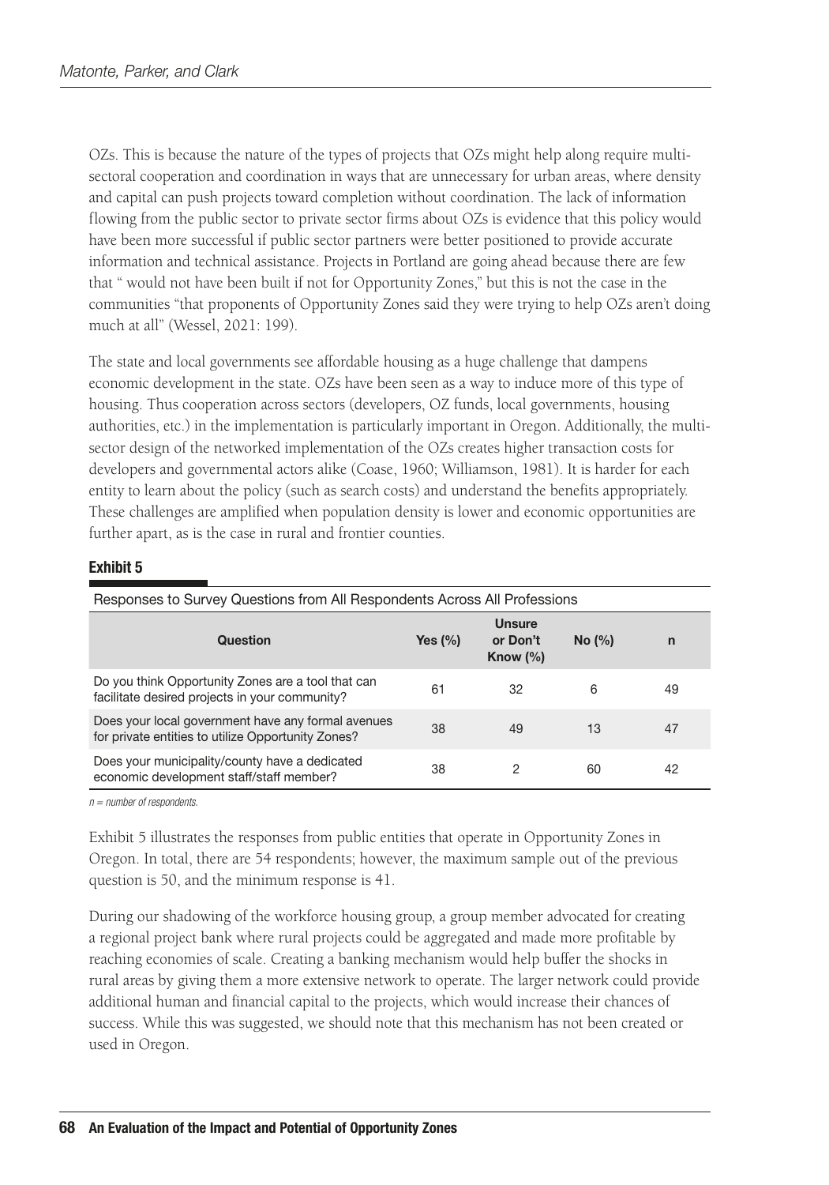OZs. This is because the nature of the types of projects that OZs might help along require multi-sectoral cooperation and coordination in ways that are unnecessary for urban areas, where density and capital can push projects toward completion without coordination. The lack of information flowing from the public sector to private sector firms about OZs is evidence that this policy would have been more successful if public sector partners were better positioned to provide accurate information and technical assistance. Projects in Portland are going ahead because there are few that " would not have been built if not for Opportunity Zones," but this is not the case in the communities "that proponents of Opportunity Zones said they were trying to help OZs aren't doing much at all" (Wessel, 2021: 199).

The state and local governments see affordable housing as a huge challenge that dampens economic development in the state. OZs have been seen as a way to induce more of this type of housing. Thus cooperation across sectors (developers, OZ funds, local governments, housing authorities, etc.) in the implementation is particularly important in Oregon. Additionally, the multi-sector design of the networked implementation of the OZs creates higher transaction costs for developers and governmental actors alike (Coase, 1960; Williamson, 1981). It is harder for each entity to learn about the policy (such as search costs) and understand the benefits appropriately. These challenges are amplified when population density is lower and economic opportunities are further apart, as is the case in rural and frontier counties.

**Exhibit 5**

Responses to Survey Questions from All Respondents Across All Professions

| Question | Yes (%) | Unsure or Don't Know (%) | No (%) | n |
|---|---|---|---|---|
| Do you think Opportunity Zones are a tool that can facilitate desired projects in your community? | 61 | 32 | 6 | 49 |
| Does your local government have any formal avenues for private entities to utilize Opportunity Zones? | 38 | 49 | 13 | 47 |
| Does your municipality/county have a dedicated economic development staff/staff member? | 38 | 2 | 60 | 42 |

*n = number of respondents.*

Exhibit 5 illustrates the responses from public entities that operate in Opportunity Zones in Oregon. In total, there are 54 respondents; however, the maximum sample out of the previous question is 50, and the minimum response is 41.

During our shadowing of the workforce housing group, a group member advocated for creating a regional project bank where rural projects could be aggregated and made more profitable by reaching economies of scale. Creating a banking mechanism would help buffer the shocks in rural areas by giving them a more extensive network to operate. The larger network could provide additional human and financial capital to the projects, which would increase their chances of success. While this was suggested, we should note that this mechanism has not been created or used in Oregon.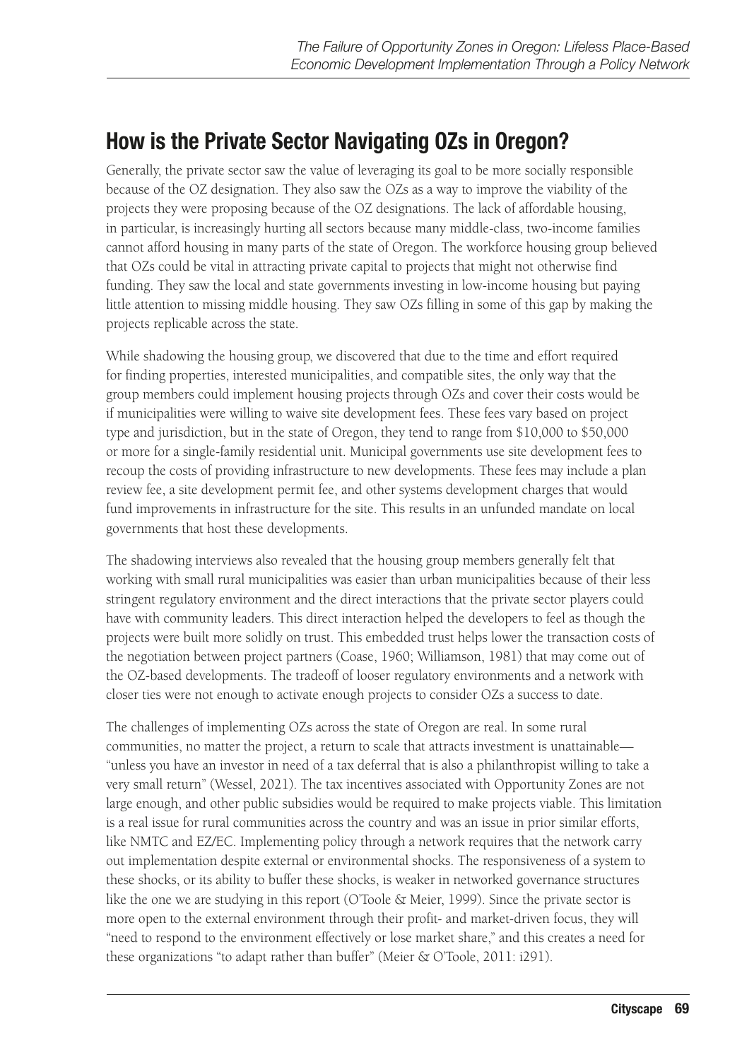## How is the Private Sector Navigating OZs in Oregon?

Generally, the private sector saw the value of leveraging its goal to be more socially responsible because of the OZ designation. They also saw the OZs as a way to improve the viability of the projects they were proposing because of the OZ designations. The lack of affordable housing, in particular, is increasingly hurting all sectors because many middle-class, two-income families cannot afford housing in many parts of the state of Oregon. The workforce housing group believed that OZs could be vital in attracting private capital to projects that might not otherwise find funding. They saw the local and state governments investing in low-income housing but paying little attention to missing middle housing. They saw OZs filling in some of this gap by making the projects replicable across the state.

While shadowing the housing group, we discovered that due to the time and effort required for finding properties, interested municipalities, and compatible sites, the only way that the group members could implement housing projects through OZs and cover their costs would be if municipalities were willing to waive site development fees. These fees vary based on project type and jurisdiction, but in the state of Oregon, they tend to range from $10,000 to $50,000 or more for a single-family residential unit. Municipal governments use site development fees to recoup the costs of providing infrastructure to new developments. These fees may include a plan review fee, a site development permit fee, and other systems development charges that would fund improvements in infrastructure for the site. This results in an unfunded mandate on local governments that host these developments.

The shadowing interviews also revealed that the housing group members generally felt that working with small rural municipalities was easier than urban municipalities because of their less stringent regulatory environment and the direct interactions that the private sector players could have with community leaders. This direct interaction helped the developers to feel as though the projects were built more solidly on trust. This embedded trust helps lower the transaction costs of the negotiation between project partners (Coase, 1960; Williamson, 1981) that may come out of the OZ-based developments. The tradeoff of looser regulatory environments and a network with closer ties were not enough to activate enough projects to consider OZs a success to date.

The challenges of implementing OZs across the state of Oregon are real. In some rural communities, no matter the project, a return to scale that attracts investment is unattainable—"unless you have an investor in need of a tax deferral that is also a philanthropist willing to take a very small return" (Wessel, 2021). The tax incentives associated with Opportunity Zones are not large enough, and other public subsidies would be required to make projects viable. This limitation is a real issue for rural communities across the country and was an issue in prior similar efforts, like NMTC and EZ/EC. Implementing policy through a network requires that the network carry out implementation despite external or environmental shocks. The responsiveness of a system to these shocks, or its ability to buffer these shocks, is weaker in networked governance structures like the one we are studying in this report (O'Toole & Meier, 1999). Since the private sector is more open to the external environment through their profit- and market-driven focus, they will "need to respond to the environment effectively or lose market share," and this creates a need for these organizations "to adapt rather than buffer" (Meier & O'Toole, 2011: i291).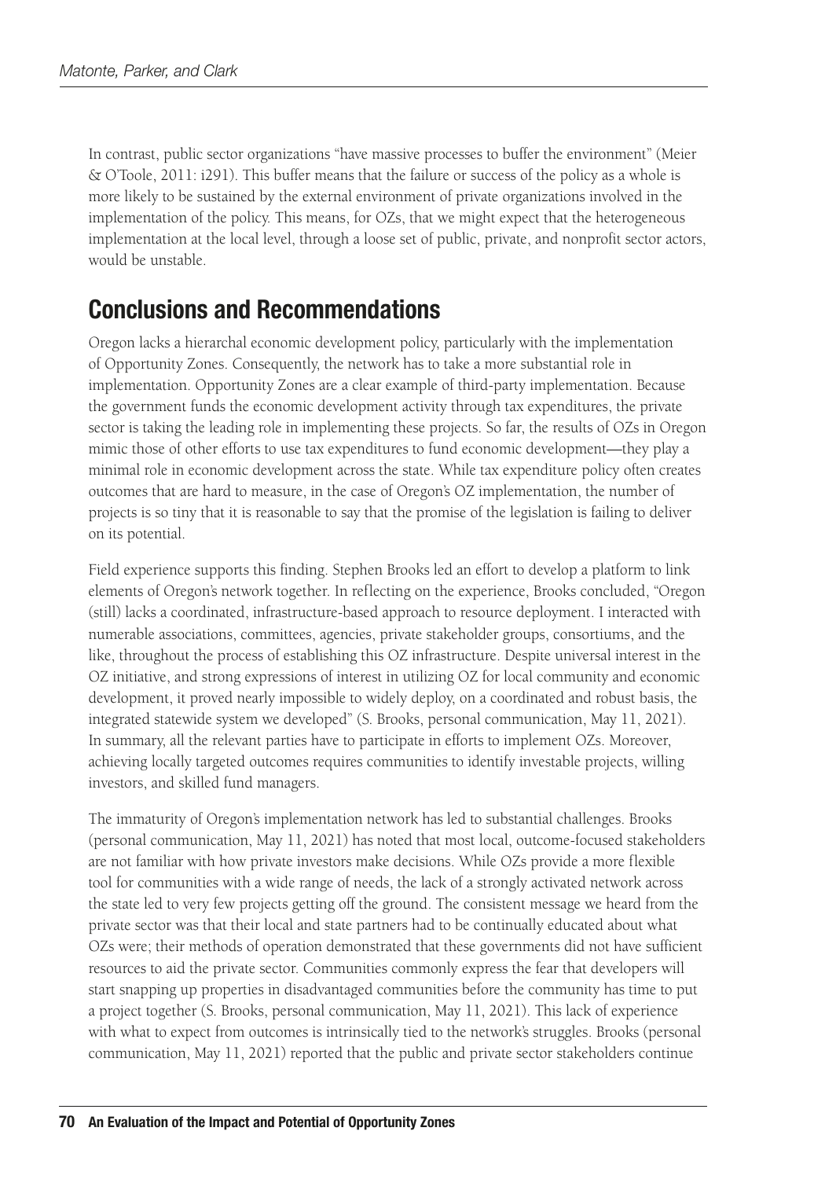In contrast, public sector organizations "have massive processes to buffer the environment" (Meier & O'Toole, 2011: i291). This buffer means that the failure or success of the policy as a whole is more likely to be sustained by the external environment of private organizations involved in the implementation of the policy. This means, for OZs, that we might expect that the heterogeneous implementation at the local level, through a loose set of public, private, and nonprofit sector actors, would be unstable.

## Conclusions and Recommendations

Oregon lacks a hierarchal economic development policy, particularly with the implementation of Opportunity Zones. Consequently, the network has to take a more substantial role in implementation. Opportunity Zones are a clear example of third-party implementation. Because the government funds the economic development activity through tax expenditures, the private sector is taking the leading role in implementing these projects. So far, the results of OZs in Oregon mimic those of other efforts to use tax expenditures to fund economic development—they play a minimal role in economic development across the state. While tax expenditure policy often creates outcomes that are hard to measure, in the case of Oregon's OZ implementation, the number of projects is so tiny that it is reasonable to say that the promise of the legislation is failing to deliver on its potential.

Field experience supports this finding. Stephen Brooks led an effort to develop a platform to link elements of Oregon's network together. In reflecting on the experience, Brooks concluded, "Oregon (still) lacks a coordinated, infrastructure-based approach to resource deployment. I interacted with numerable associations, committees, agencies, private stakeholder groups, consortiums, and the like, throughout the process of establishing this OZ infrastructure. Despite universal interest in the OZ initiative, and strong expressions of interest in utilizing OZ for local community and economic development, it proved nearly impossible to widely deploy, on a coordinated and robust basis, the integrated statewide system we developed" (S. Brooks, personal communication, May 11, 2021). In summary, all the relevant parties have to participate in efforts to implement OZs. Moreover, achieving locally targeted outcomes requires communities to identify investable projects, willing investors, and skilled fund managers.

The immaturity of Oregon's implementation network has led to substantial challenges. Brooks (personal communication, May 11, 2021) has noted that most local, outcome-focused stakeholders are not familiar with how private investors make decisions. While OZs provide a more flexible tool for communities with a wide range of needs, the lack of a strongly activated network across the state led to very few projects getting off the ground. The consistent message we heard from the private sector was that their local and state partners had to be continually educated about what OZs were; their methods of operation demonstrated that these governments did not have sufficient resources to aid the private sector. Communities commonly express the fear that developers will start snapping up properties in disadvantaged communities before the community has time to put a project together (S. Brooks, personal communication, May 11, 2021). This lack of experience with what to expect from outcomes is intrinsically tied to the network's struggles. Brooks (personal communication, May 11, 2021) reported that the public and private sector stakeholders continue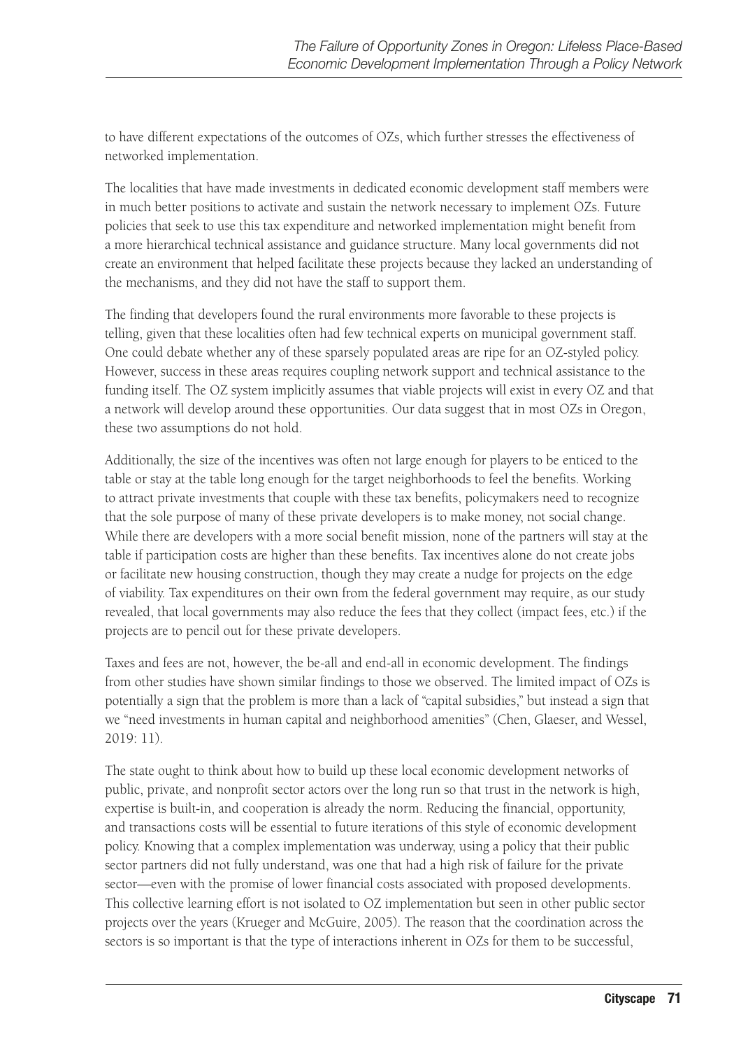to have different expectations of the outcomes of OZs, which further stresses the effectiveness of networked implementation.

The localities that have made investments in dedicated economic development staff members were in much better positions to activate and sustain the network necessary to implement OZs. Future policies that seek to use this tax expenditure and networked implementation might benefit from a more hierarchical technical assistance and guidance structure. Many local governments did not create an environment that helped facilitate these projects because they lacked an understanding of the mechanisms, and they did not have the staff to support them.

The finding that developers found the rural environments more favorable to these projects is telling, given that these localities often had few technical experts on municipal government staff. One could debate whether any of these sparsely populated areas are ripe for an OZ-styled policy. However, success in these areas requires coupling network support and technical assistance to the funding itself. The OZ system implicitly assumes that viable projects will exist in every OZ and that a network will develop around these opportunities. Our data suggest that in most OZs in Oregon, these two assumptions do not hold.

Additionally, the size of the incentives was often not large enough for players to be enticed to the table or stay at the table long enough for the target neighborhoods to feel the benefits. Working to attract private investments that couple with these tax benefits, policymakers need to recognize that the sole purpose of many of these private developers is to make money, not social change. While there are developers with a more social benefit mission, none of the partners will stay at the table if participation costs are higher than these benefits. Tax incentives alone do not create jobs or facilitate new housing construction, though they may create a nudge for projects on the edge of viability. Tax expenditures on their own from the federal government may require, as our study revealed, that local governments may also reduce the fees that they collect (impact fees, etc.) if the projects are to pencil out for these private developers.

Taxes and fees are not, however, the be-all and end-all in economic development. The findings from other studies have shown similar findings to those we observed. The limited impact of OZs is potentially a sign that the problem is more than a lack of "capital subsidies," but instead a sign that we "need investments in human capital and neighborhood amenities" (Chen, Glaeser, and Wessel, 2019: 11).

The state ought to think about how to build up these local economic development networks of public, private, and nonprofit sector actors over the long run so that trust in the network is high, expertise is built-in, and cooperation is already the norm. Reducing the financial, opportunity, and transactions costs will be essential to future iterations of this style of economic development policy. Knowing that a complex implementation was underway, using a policy that their public sector partners did not fully understand, was one that had a high risk of failure for the private sector—even with the promise of lower financial costs associated with proposed developments. This collective learning effort is not isolated to OZ implementation but seen in other public sector projects over the years (Krueger and McGuire, 2005). The reason that the coordination across the sectors is so important is that the type of interactions inherent in OZs for them to be successful,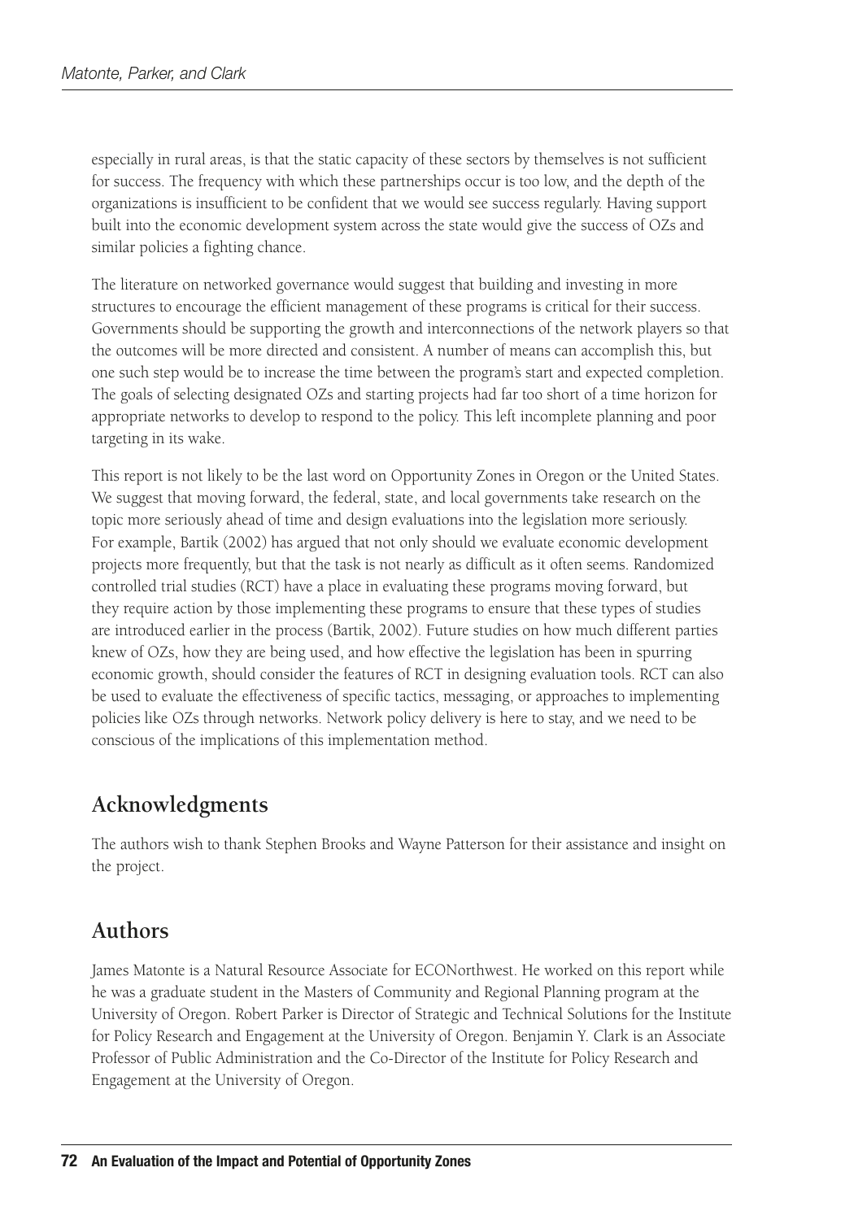especially in rural areas, is that the static capacity of these sectors by themselves is not sufficient for success. The frequency with which these partnerships occur is too low, and the depth of the organizations is insufficient to be confident that we would see success regularly. Having support built into the economic development system across the state would give the success of OZs and similar policies a fighting chance.

The literature on networked governance would suggest that building and investing in more structures to encourage the efficient management of these programs is critical for their success. Governments should be supporting the growth and interconnections of the network players so that the outcomes will be more directed and consistent. A number of means can accomplish this, but one such step would be to increase the time between the program's start and expected completion. The goals of selecting designated OZs and starting projects had far too short of a time horizon for appropriate networks to develop to respond to the policy. This left incomplete planning and poor targeting in its wake.

This report is not likely to be the last word on Opportunity Zones in Oregon or the United States. We suggest that moving forward, the federal, state, and local governments take research on the topic more seriously ahead of time and design evaluations into the legislation more seriously. For example, Bartik (2002) has argued that not only should we evaluate economic development projects more frequently, but that the task is not nearly as difficult as it often seems. Randomized controlled trial studies (RCT) have a place in evaluating these programs moving forward, but they require action by those implementing these programs to ensure that these types of studies are introduced earlier in the process (Bartik, 2002). Future studies on how much different parties knew of OZs, how they are being used, and how effective the legislation has been in spurring economic growth, should consider the features of RCT in designing evaluation tools. RCT can also be used to evaluate the effectiveness of specific tactics, messaging, or approaches to implementing policies like OZs through networks. Network policy delivery is here to stay, and we need to be conscious of the implications of this implementation method.

## Acknowledgments

The authors wish to thank Stephen Brooks and Wayne Patterson for their assistance and insight on the project.

## Authors

James Matonte is a Natural Resource Associate for ECONorthwest. He worked on this report while he was a graduate student in the Masters of Community and Regional Planning program at the University of Oregon. Robert Parker is Director of Strategic and Technical Solutions for the Institute for Policy Research and Engagement at the University of Oregon. Benjamin Y. Clark is an Associate Professor of Public Administration and the Co-Director of the Institute for Policy Research and Engagement at the University of Oregon.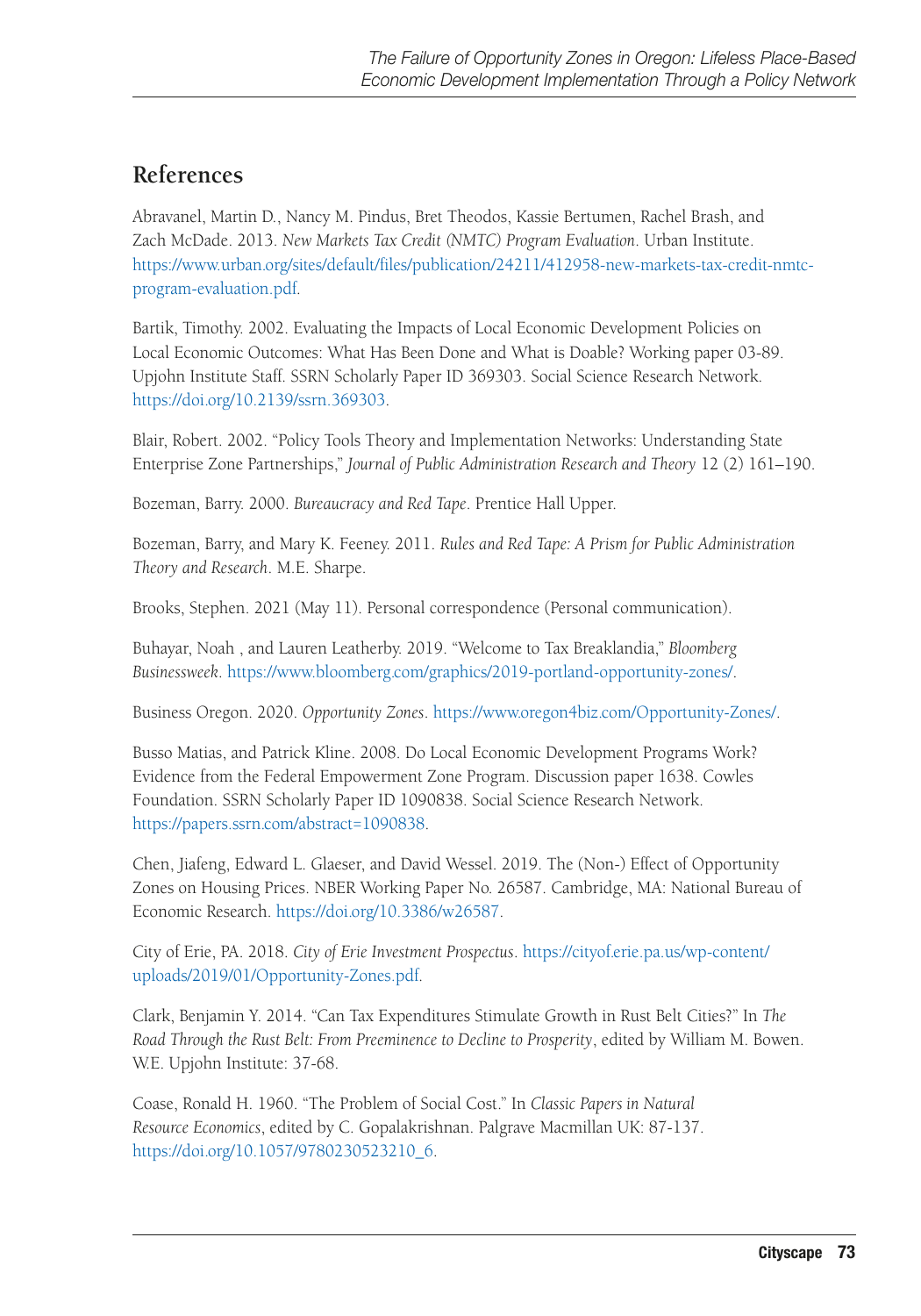## References

Abravanel, Martin D., Nancy M. Pindus, Bret Theodos, Kassie Bertumen, Rachel Brash, and Zach McDade. 2013. *New Markets Tax Credit (NMTC) Program Evaluation*. Urban Institute. https://www.urban.org/sites/default/files/publication/24211/412958-new-markets-tax-credit-nmtc-program-evaluation.pdf.

Bartik, Timothy. 2002. Evaluating the Impacts of Local Economic Development Policies on Local Economic Outcomes: What Has Been Done and What is Doable? Working paper 03-89. Upjohn Institute Staff. SSRN Scholarly Paper ID 369303. Social Science Research Network. https://doi.org/10.2139/ssrn.369303.

Blair, Robert. 2002. "Policy Tools Theory and Implementation Networks: Understanding State Enterprise Zone Partnerships," *Journal of Public Administration Research and Theory* 12 (2) 161–190.

Bozeman, Barry. 2000. *Bureaucracy and Red Tape*. Prentice Hall Upper.

Bozeman, Barry, and Mary K. Feeney. 2011. *Rules and Red Tape: A Prism for Public Administration Theory and Research*. M.E. Sharpe.

Brooks, Stephen. 2021 (May 11). Personal correspondence (Personal communication).

Buhayar, Noah , and Lauren Leatherby. 2019. "Welcome to Tax Breaklandia," *Bloomberg Businessweek*. https://www.bloomberg.com/graphics/2019-portland-opportunity-zones/.

Business Oregon. 2020. *Opportunity Zones*. https://www.oregon4biz.com/Opportunity-Zones/.

Busso Matias, and Patrick Kline. 2008. Do Local Economic Development Programs Work? Evidence from the Federal Empowerment Zone Program. Discussion paper 1638. Cowles Foundation. SSRN Scholarly Paper ID 1090838. Social Science Research Network. https://papers.ssrn.com/abstract=1090838.

Chen, Jiafeng, Edward L. Glaeser, and David Wessel. 2019. The (Non-) Effect of Opportunity Zones on Housing Prices. NBER Working Paper No. 26587. Cambridge, MA: National Bureau of Economic Research. https://doi.org/10.3386/w26587.

City of Erie, PA. 2018. *City of Erie Investment Prospectus*. https://cityof.erie.pa.us/wp-content/uploads/2019/01/Opportunity-Zones.pdf.

Clark, Benjamin Y. 2014. "Can Tax Expenditures Stimulate Growth in Rust Belt Cities?" In *The Road Through the Rust Belt: From Preeminence to Decline to Prosperity*, edited by William M. Bowen. W.E. Upjohn Institute: 37-68.

Coase, Ronald H. 1960. "The Problem of Social Cost." In *Classic Papers in Natural Resource Economics*, edited by C. Gopalakrishnan. Palgrave Macmillan UK: 87-137. https://doi.org/10.1057/9780230523210_6.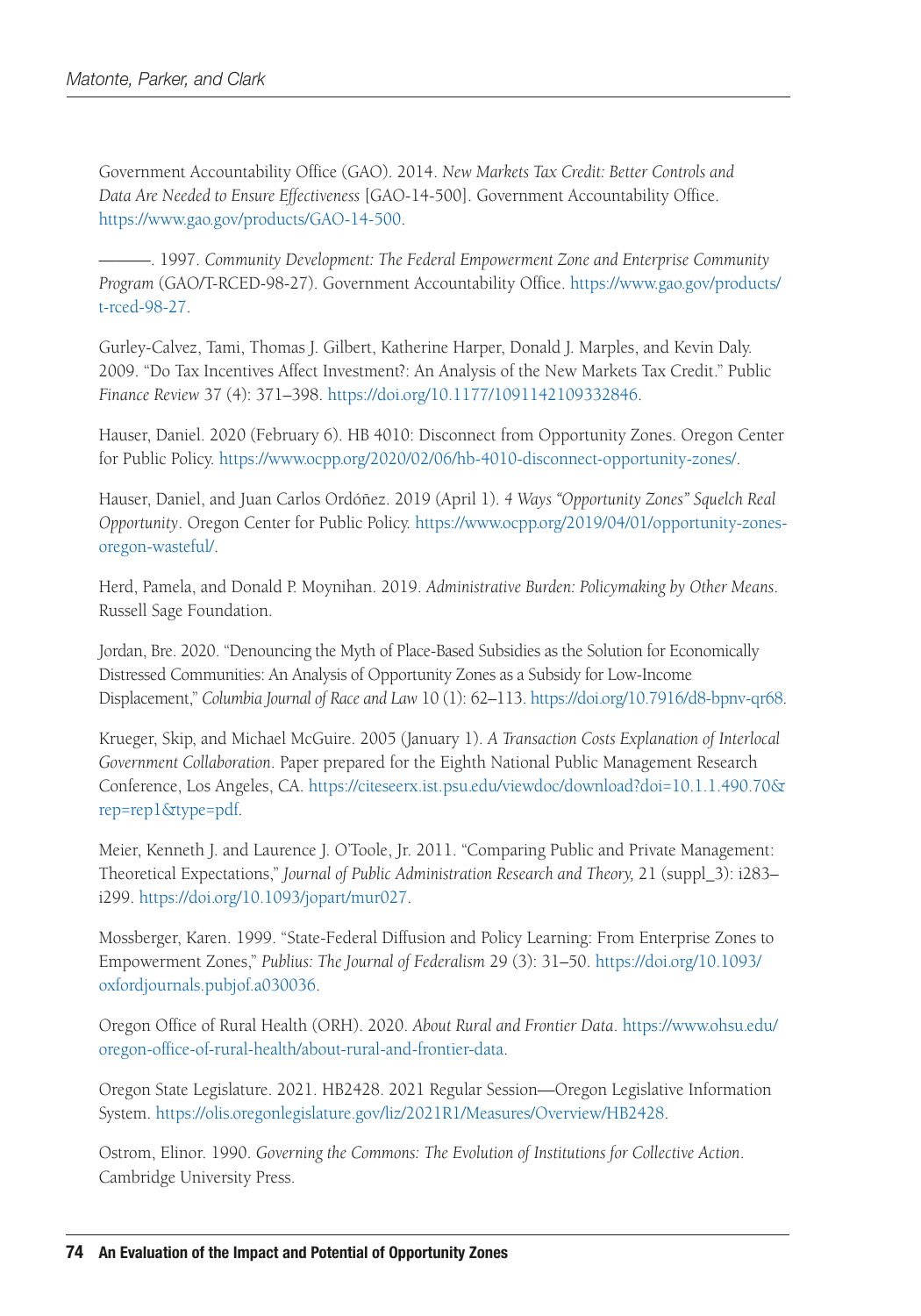Government Accountability Office (GAO). 2014. *New Markets Tax Credit: Better Controls and Data Are Needed to Ensure Effectiveness* [GAO-14-500]. Government Accountability Office. https://www.gao.gov/products/GAO-14-500.

———. 1997. *Community Development: The Federal Empowerment Zone and Enterprise Community Program* (GAO/T-RCED-98-27). Government Accountability Office. https://www.gao.gov/products/t-rced-98-27.

Gurley-Calvez, Tami, Thomas J. Gilbert, Katherine Harper, Donald J. Marples, and Kevin Daly. 2009. "Do Tax Incentives Affect Investment?: An Analysis of the New Markets Tax Credit." Public *Finance Review* 37 (4): 371–398. https://doi.org/10.1177/1091142109332846.

Hauser, Daniel. 2020 (February 6). HB 4010: Disconnect from Opportunity Zones. Oregon Center for Public Policy. https://www.ocpp.org/2020/02/06/hb-4010-disconnect-opportunity-zones/.

Hauser, Daniel, and Juan Carlos Ordóñez. 2019 (April 1). *4 Ways "Opportunity Zones" Squelch Real Opportunity*. Oregon Center for Public Policy. https://www.ocpp.org/2019/04/01/opportunity-zones-oregon-wasteful/.

Herd, Pamela, and Donald P. Moynihan. 2019. *Administrative Burden: Policymaking by Other Means*. Russell Sage Foundation.

Jordan, Bre. 2020. "Denouncing the Myth of Place-Based Subsidies as the Solution for Economically Distressed Communities: An Analysis of Opportunity Zones as a Subsidy for Low-Income Displacement," *Columbia Journal of Race and Law* 10 (1): 62–113. https://doi.org/10.7916/d8-bpnv-qr68.

Krueger, Skip, and Michael McGuire. 2005 (January 1). *A Transaction Costs Explanation of Interlocal Government Collaboration*. Paper prepared for the Eighth National Public Management Research Conference, Los Angeles, CA. https://citeseerx.ist.psu.edu/viewdoc/download?doi=10.1.1.490.70&rep=rep1&type=pdf.

Meier, Kenneth J. and Laurence J. O'Toole, Jr. 2011. "Comparing Public and Private Management: Theoretical Expectations," *Journal of Public Administration Research and Theory,* 21 (suppl_3): i283–i299. https://doi.org/10.1093/jopart/mur027.

Mossberger, Karen. 1999. "State-Federal Diffusion and Policy Learning: From Enterprise Zones to Empowerment Zones," *Publius: The Journal of Federalism* 29 (3): 31–50. https://doi.org/10.1093/oxfordjournals.pubjof.a030036.

Oregon Office of Rural Health (ORH). 2020. *About Rural and Frontier Data*. https://www.ohsu.edu/oregon-office-of-rural-health/about-rural-and-frontier-data.

Oregon State Legislature. 2021. HB2428. 2021 Regular Session—Oregon Legislative Information System. https://olis.oregonlegislature.gov/liz/2021R1/Measures/Overview/HB2428.

Ostrom, Elinor. 1990. *Governing the Commons: The Evolution of Institutions for Collective Action*. Cambridge University Press.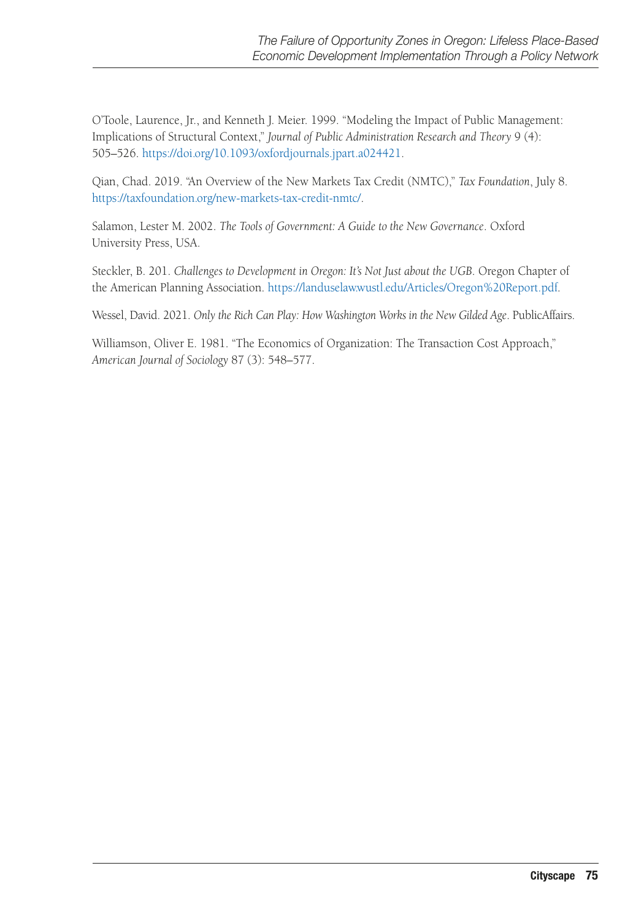O'Toole, Laurence, Jr., and Kenneth J. Meier. 1999. "Modeling the Impact of Public Management: Implications of Structural Context," *Journal of Public Administration Research and Theory* 9 (4): 505–526. https://doi.org/10.1093/oxfordjournals.jpart.a024421.

Qian, Chad. 2019. "An Overview of the New Markets Tax Credit (NMTC)," *Tax Foundation*, July 8. https://taxfoundation.org/new-markets-tax-credit-nmtc/.

Salamon, Lester M. 2002. *The Tools of Government: A Guide to the New Governance*. Oxford University Press, USA.

Steckler, B. 201. *Challenges to Development in Oregon: It's Not Just about the UGB*. Oregon Chapter of the American Planning Association. https://landuselaw.wustl.edu/Articles/Oregon%20Report.pdf.

Wessel, David. 2021. *Only the Rich Can Play: How Washington Works in the New Gilded Age*. PublicAffairs.

Williamson, Oliver E. 1981. "The Economics of Organization: The Transaction Cost Approach," *American Journal of Sociology* 87 (3): 548–577.